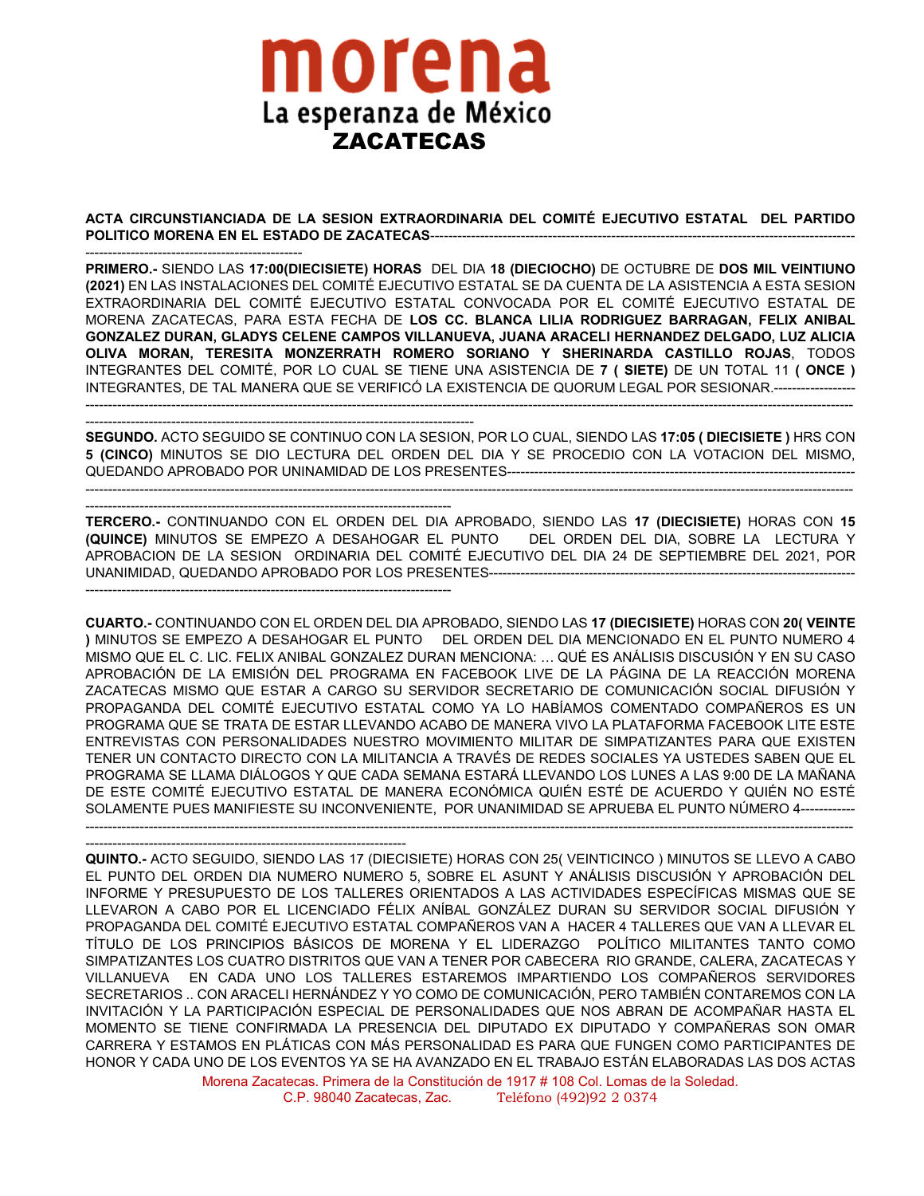**morena**
La esperanza de México
**ZACATECAS**

**ACTA CIRCUNSTIANCIADA DE LA SESION EXTRAORDINARIA DEL COMITÉ EJECUTIVO ESTATAL DEL PARTIDO POLITICO MORENA EN EL ESTADO DE ZACATECAS**----------------------------------------------------------------------------------------------------------------------------------------------------

**PRIMERO.-** SIENDO LAS **17:00(DIECISIETE) HORAS** DEL DIA **18 (DIECIOCHO)** DE OCTUBRE DE **DOS MIL VEINTIUNO (2021)** EN LAS INSTALACIONES DEL COMITÉ EJECUTIVO ESTATAL SE DA CUENTA DE LA ASISTENCIA A ESTA SESION EXTRAORDINARIA DEL COMITÉ EJECUTIVO ESTATAL CONVOCADA POR EL COMITÉ EJECUTIVO ESTATAL DE MORENA ZACATECAS, PARA ESTA FECHA DE **LOS CC. BLANCA LILIA RODRIGUEZ BARRAGAN, FELIX ANIBAL GONZALEZ DURAN, GLADYS CELENE CAMPOS VILLANUEVA, JUANA ARACELI HERNANDEZ DELGADO, LUZ ALICIA OLIVA MORAN, TERESITA MONZERRATH ROMERO SORIANO Y SHERINARDA CASTILLO ROJAS**, TODOS INTEGRANTES DEL COMITÉ, POR LO CUAL SE TIENE UNA ASISTENCIA DE **7 ( SIETE)** DE UN TOTAL 11 **( ONCE )** INTEGRANTES, DE TAL MANERA QUE SE VERIFICÓ LA EXISTENCIA DE QUORUM LEGAL POR SESIONAR.-----------------------------------------------------------------------------------------------------------------------------------------------------------------------------------------------------------------------------------------------------------------------------

**SEGUNDO.** ACTO SEGUIDO SE CONTINUO CON LA SESION, POR LO CUAL, SIENDO LAS **17:05 ( DIECISIETE )** HRS CON **5 (CINCO)** MINUTOS SE DIO LECTURA DEL ORDEN DEL DIA Y SE PROCEDIO CON LA VOTACION DEL MISMO, QUEDANDO APROBADO POR UNINAMIDAD DE LOS PRESENTES-----------------------------------------------------------------------------------------------------------------------------------------------------------------------------------------------------------------------------------------------------------------------------------------------------------------------

**TERCERO.-** CONTINUANDO CON EL ORDEN DEL DIA APROBADO, SIENDO LAS **17 (DIECISIETE)** HORAS CON **15 (QUINCE)** MINUTOS SE EMPEZO A DESAHOGAR EL PUNTO DEL ORDEN DEL DIA, SOBRE LA LECTURA Y APROBACION DE LA SESION ORDINARIA DEL COMITÉ EJECUTIVO DEL DIA 24 DE SEPTIEMBRE DEL 2021, POR UNANIMIDAD, QUEDANDO APROBADO POR LOS PRESENTES--------------------------------------------------------------------------------------------------------------------------------------------------------------

**CUARTO.-** CONTINUANDO CON EL ORDEN DEL DIA APROBADO, SIENDO LAS **17 (DIECISIETE)** HORAS CON **20( VEINTE )** MINUTOS SE EMPEZO A DESAHOGAR EL PUNTO DEL ORDEN DEL DIA MENCIONADO EN EL PUNTO NUMERO 4 MISMO QUE EL C. LIC. FELIX ANIBAL GONZALEZ DURAN MENCIONA: ... QUÉ ES ANÁLISIS DISCUSIÓN Y EN SU CASO APROBACIÓN DE LA EMISIÓN DEL PROGRAMA EN FACEBOOK LIVE DE LA PÁGINA DE LA REACCIÓN MORENA ZACATECAS MISMO QUE ESTAR A CARGO SU SERVIDOR SECRETARIO DE COMUNICACIÓN SOCIAL DIFUSIÓN Y PROPAGANDA DEL COMITÉ EJECUTIVO ESTATAL COMO YA LO HABÍAMOS COMENTADO COMPAÑEROS ES UN PROGRAMA QUE SE TRATA DE ESTAR LLEVANDO ACABO DE MANERA VIVO LA PLATAFORMA FACEBOOK LITE ESTE ENTREVISTAS CON PERSONALIDADES NUESTRO MOVIMIENTO MILITAR DE SIMPATIZANTES PARA QUE EXISTEN TENER UN CONTACTO DIRECTO CON LA MILITANCIA A TRAVÉS DE REDES SOCIALES YA USTEDES SABEN QUE EL PROGRAMA SE LLAMA DIÁLOGOS Y QUE CADA SEMANA ESTARÁ LLEVANDO LOS LUNES A LAS 9:00 DE LA MAÑANA DE ESTE COMITÉ EJECUTIVO ESTATAL DE MANERA ECONÓMICA QUIÉN ESTÉ DE ACUERDO Y QUIÉN NO ESTÉ SOLAMENTE PUES MANIFIESTE SU INCONVENIENTE, POR UNANIMIDAD SE APRUEBA EL PUNTO NÚMERO 4-----------------------------------------------------------------------------------------------------------------------------------------------------------------------------------------------------------------------------------------------------------

**QUINTO.-** ACTO SEGUIDO, SIENDO LAS 17 (DIECISIETE) HORAS CON 25( VEINTICINCO ) MINUTOS SE LLEVO A CABO EL PUNTO DEL ORDEN DIA NUMERO NUMERO 5, SOBRE EL ASUNT Y ANÁLISIS DISCUSIÓN Y APROBACIÓN DEL INFORME Y PRESUPUESTO DE LOS TALLERES ORIENTADOS A LAS ACTIVIDADES ESPECÍFICAS MISMAS QUE SE LLEVARON A CABO POR EL LICENCIADO FÉLIX ANÍBAL GONZÁLEZ DURAN SU SERVIDOR SOCIAL DIFUSIÓN Y PROPAGANDA DEL COMITÉ EJECUTIVO ESTATAL COMPAÑEROS VAN A HACER 4 TALLERES QUE VAN A LLEVAR EL TÍTULO DE LOS PRINCIPIOS BÁSICOS DE MORENA Y EL LIDERAZGO POLÍTICO MILITANTES TANTO COMO SIMPATIZANTES LOS CUATRO DISTRITOS QUE VAN A TENER POR CABECERA RIO GRANDE, CALERA, ZACATECAS Y VILLANUEVA EN CADA UNO LOS TALLERES ESTAREMOS IMPARTIENDO LOS COMPAÑEROS SERVIDORES SECRETARIOS .. CON ARACELI HERNÁNDEZ Y YO COMO DE COMUNICACIÓN, PERO TAMBIÉN CONTAREMOS CON LA INVITACIÓN Y LA PARTICIPACIÓN ESPECIAL DE PERSONALIDADES QUE NOS ABRAN DE ACOMPAÑAR HASTA EL MOMENTO SE TIENE CONFIRMADA LA PRESENCIA DEL DIPUTADO EX DIPUTADO Y COMPAÑERAS SON OMAR CARRERA Y ESTAMOS EN PLÁTICAS CON MÁS PERSONALIDAD ES PARA QUE FUNGEN COMO PARTICIPANTES DE HONOR Y CADA UNO DE LOS EVENTOS YA SE HA AVANZADO EN EL TRABAJO ESTÁN ELABORADAS LAS DOS ACTAS

Morena Zacatecas. Primera de la Constitución de 1917 # 108 Col. Lomas de la Soledad.
C.P. 98040 Zacatecas, Zac. Teléfono (492)92 2 0374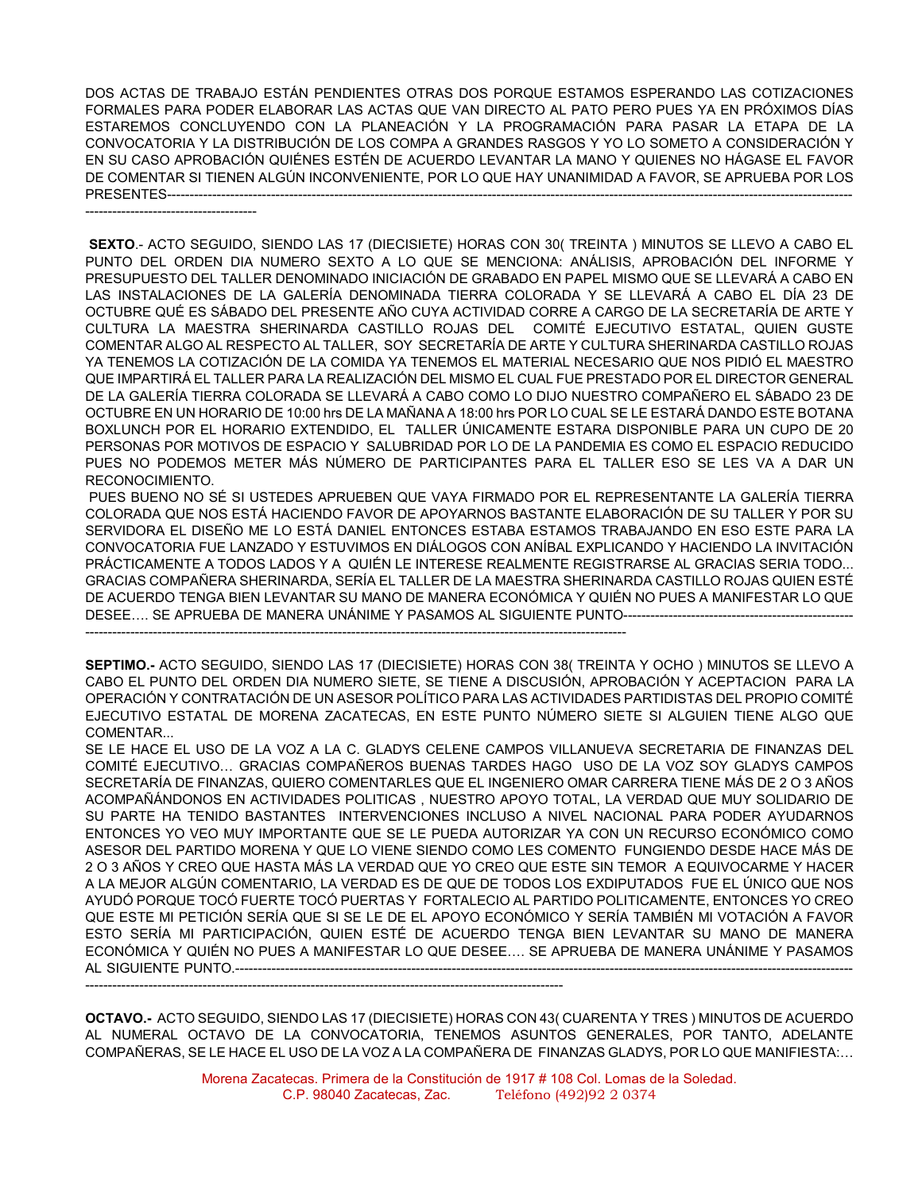DOS ACTAS DE TRABAJO ESTÁN PENDIENTES OTRAS DOS PORQUE ESTAMOS ESPERANDO LAS COTIZACIONES FORMALES PARA PODER ELABORAR LAS ACTAS QUE VAN DIRECTO AL PATO PERO PUES YA EN PRÓXIMOS DÍAS ESTAREMOS CONCLUYENDO CON LA PLANEACIÓN Y LA PROGRAMACIÓN PARA PASAR LA ETAPA DE LA CONVOCATORIA Y LA DISTRIBUCIÓN DE LOS COMPA A GRANDES RASGOS Y YO LO SOMETO A CONSIDERACIÓN Y EN SU CASO APROBACIÓN QUIÉNES ESTÉN DE ACUERDO LEVANTAR LA MANO Y QUIENES NO HÁGASE EL FAVOR DE COMENTAR SI TIENEN ALGÚN INCONVENIENTE, POR LO QUE HAY UNANIMIDAD A FAVOR, SE APRUEBA POR LOS PRESENTES-----------------------------------------------------------------------------------------------------------------------------------------------------------------------------------------------

**SEXTO**.- ACTO SEGUIDO, SIENDO LAS 17 (DIECISIETE) HORAS CON 30( TREINTA ) MINUTOS SE LLEVO A CABO EL PUNTO DEL ORDEN DIA NUMERO SEXTO A LO QUE SE MENCIONA: ANÁLISIS, APROBACIÓN DEL INFORME Y PRESUPUESTO DEL TALLER DENOMINADO INICIACIÓN DE GRABADO EN PAPEL MISMO QUE SE LLEVARÁ A CABO EN LAS INSTALACIONES DE LA GALERÍA DENOMINADA TIERRA COLORADA Y SE LLEVARÁ A CABO EL DÍA 23 DE OCTUBRE QUÉ ES SÁBADO DEL PRESENTE AÑO CUYA ACTIVIDAD CORRE A CARGO DE LA SECRETARÍA DE ARTE Y CULTURA LA MAESTRA SHERINARDA CASTILLO ROJAS DEL COMITÉ EJECUTIVO ESTATAL, QUIEN GUSTE COMENTAR ALGO AL RESPECTO AL TALLER, SOY SECRETARÍA DE ARTE Y CULTURA SHERINARDA CASTILLO ROJAS YA TENEMOS LA COTIZACIÓN DE LA COMIDA YA TENEMOS EL MATERIAL NECESARIO QUE NOS PIDIÓ EL MAESTRO QUE IMPARTIRÁ EL TALLER PARA LA REALIZACIÓN DEL MISMO EL CUAL FUE PRESTADO POR EL DIRECTOR GENERAL DE LA GALERÍA TIERRA COLORADA SE LLEVARÁ A CABO COMO LO DIJO NUESTRO COMPAÑERO EL SÁBADO 23 DE OCTUBRE EN UN HORARIO DE 10:00 hrs DE LA MAÑANA A 18:00 hrs POR LO CUAL SE LE ESTARÁ DANDO ESTE BOTANA BOXLUNCH POR EL HORARIO EXTENDIDO, EL TALLER ÚNICAMENTE ESTARA DISPONIBLE PARA UN CUPO DE 20 PERSONAS POR MOTIVOS DE ESPACIO Y SALUBRIDAD POR LO DE LA PANDEMIA ES COMO EL ESPACIO REDUCIDO PUES NO PODEMOS METER MÁS NÚMERO DE PARTICIPANTES PARA EL TALLER ESO SE LES VA A DAR UN RECONOCIMIENTO.

PUES BUENO NO SÉ SI USTEDES APRUEBEN QUE VAYA FIRMADO POR EL REPRESENTANTE LA GALERÍA TIERRA COLORADA QUE NOS ESTÁ HACIENDO FAVOR DE APOYARNOS BASTANTE ELABORACIÓN DE SU TALLER Y POR SU SERVIDORA EL DISEÑO ME LO ESTÁ DANIEL ENTONCES ESTABA ESTAMOS TRABAJANDO EN ESO ESTE PARA LA CONVOCATORIA FUE LANZADO Y ESTUVIMOS EN DIÁLOGOS CON ANÍBAL EXPLICANDO Y HACIENDO LA INVITACIÓN PRÁCTICAMENTE A TODOS LADOS Y A QUIÉN LE INTERESE REALMENTE REGISTRARSE AL GRACIAS SERIA TODO... GRACIAS COMPAÑERA SHERINARDA, SERÍA EL TALLER DE LA MAESTRA SHERINARDA CASTILLO ROJAS QUIEN ESTÉ DE ACUERDO TENGA BIEN LEVANTAR SU MANO DE MANERA ECONÓMICA Y QUIÉN NO PUES A MANIFESTAR LO QUE DESEE…. SE APRUEBA DE MANERA UNÁNIME Y PASAMOS AL SIGUIENTE PUNTO--------------------------------------------------------------------------------------------------------------------------------------------------------------------------------

**SEPTIMO.-** ACTO SEGUIDO, SIENDO LAS 17 (DIECISIETE) HORAS CON 38( TREINTA Y OCHO ) MINUTOS SE LLEVO A CABO EL PUNTO DEL ORDEN DIA NUMERO SIETE, SE TIENE A DISCUSIÓN, APROBACIÓN Y ACEPTACION PARA LA OPERACIÓN Y CONTRATACIÓN DE UN ASESOR POLÍTICO PARA LAS ACTIVIDADES PARTIDISTAS DEL PROPIO COMITÉ EJECUTIVO ESTATAL DE MORENA ZACATECAS, EN ESTE PUNTO NÚMERO SIETE SI ALGUIEN TIENE ALGO QUE COMENTAR...

SE LE HACE EL USO DE LA VOZ A LA C. GLADYS CELENE CAMPOS VILLANUEVA SECRETARIA DE FINANZAS DEL COMITÉ EJECUTIVO… GRACIAS COMPAÑEROS BUENAS TARDES HAGO USO DE LA VOZ SOY GLADYS CAMPOS SECRETARÍA DE FINANZAS, QUIERO COMENTARLES QUE EL INGENIERO OMAR CARRERA TIENE MÁS DE 2 O 3 AÑOS ACOMPAÑÁNDONOS EN ACTIVIDADES POLITICAS , NUESTRO APOYO TOTAL, LA VERDAD QUE MUY SOLIDARIO DE SU PARTE HA TENIDO BASTANTES INTERVENCIONES INCLUSO A NIVEL NACIONAL PARA PODER AYUDARNOS ENTONCES YO VEO MUY IMPORTANTE QUE SE LE PUEDA AUTORIZAR YA CON UN RECURSO ECONÓMICO COMO ASESOR DEL PARTIDO MORENA Y QUE LO VIENE SIENDO COMO LES COMENTO FUNGIENDO DESDE HACE MÁS DE 2 O 3 AÑOS Y CREO QUE HASTA MÁS LA VERDAD QUE YO CREO QUE ESTE SIN TEMOR A EQUIVOCARME Y HACER A LA MEJOR ALGÚN COMENTARIO, LA VERDAD ES DE QUE DE TODOS LOS EXDIPUTADOS FUE EL ÚNICO QUE NOS AYUDÓ PORQUE TOCÓ FUERTE TOCÓ PUERTAS Y FORTALECIO AL PARTIDO POLITICAMENTE, ENTONCES YO CREO QUE ESTE MI PETICIÓN SERÍA QUE SI SE LE DE EL APOYO ECONÓMICO Y SERÍA TAMBIÉN MI VOTACIÓN A FAVOR ESTO SERÍA MI PARTICIPACIÓN, QUIEN ESTÉ DE ACUERDO TENGA BIEN LEVANTAR SU MANO DE MANERA ECONÓMICA Y QUIÉN NO PUES A MANIFESTAR LO QUE DESEE…. SE APRUEBA DE MANERA UNÁNIME Y PASAMOS AL SIGUIENTE PUNTO.--------------------------------------------------------------------------------------------------------------------------------------------------------------------------------------------------------------------------------------

**OCTAVO.-** ACTO SEGUIDO, SIENDO LAS 17 (DIECISIETE) HORAS CON 43( CUARENTA Y TRES ) MINUTOS DE ACUERDO AL NUMERAL OCTAVO DE LA CONVOCATORIA, TENEMOS ASUNTOS GENERALES, POR TANTO, ADELANTE COMPAÑERAS, SE LE HACE EL USO DE LA VOZ A LA COMPAÑERA DE FINANZAS GLADYS, POR LO QUE MANIFIESTA:…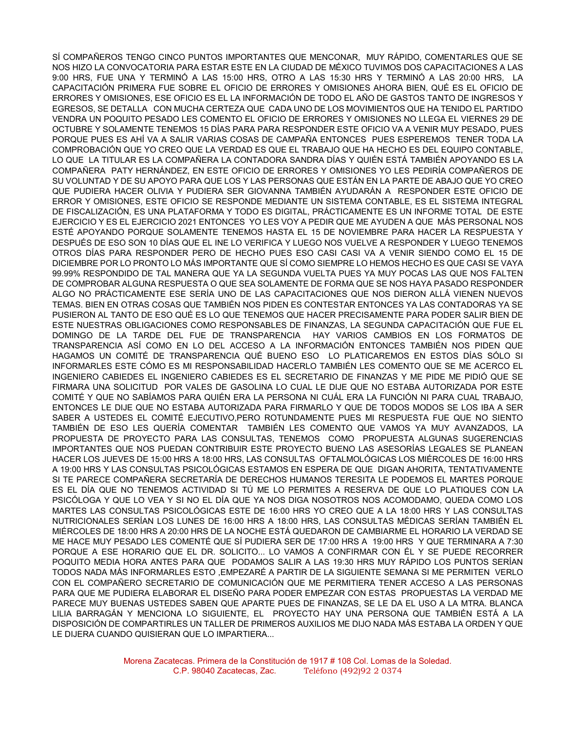SÍ COMPAÑEROS TENGO CINCO PUNTOS IMPORTANTES QUE MENCONAR, MUY RÁPIDO, COMENTARLES QUE SE NOS HIZO LA CONVOCATORIA PARA ESTAR ESTE EN LA CIUDAD DE MÉXICO TUVIMOS DOS CAPACITACIONES A LAS 9:00 HRS, FUE UNA Y TERMINÓ A LAS 15:00 HRS, OTRO A LAS 15:30 HRS Y TERMINÓ A LAS 20:00 HRS, LA CAPACITACIÓN PRIMERA FUE SOBRE EL OFICIO DE ERRORES Y OMISIONES AHORA BIEN, QUÉ ES EL OFICIO DE ERRORES Y OMISIONES, ESE OFICIO ES EL LA INFORMACIÓN DE TODO EL AÑO DE GASTOS TANTO DE INGRESOS Y EGRESOS, SE DETALLA CON MUCHA CERTEZA QUE CADA UNO DE LOS MOVIMIENTOS QUE HA TENIDO EL PARTIDO VENDRA UN POQUITO PESADO LES COMENTO EL OFICIO DE ERRORES Y OMISIONES NO LLEGA EL VIERNES 29 DE OCTUBRE Y SOLAMENTE TENEMOS 15 DÍAS PARA PARA RESPONDER ESTE OFICIO VA A VENIR MUY PESADO, PUES PORQUE PUES ES AHÍ VA A SALIR VARIAS COSAS DE CAMPAÑA ENTONCES PUES ESPEREMOS TENER TODA LA COMPROBACIÓN QUE YO CREO QUE LA VERDAD ES QUE EL TRABAJO QUE HA HECHO ES DEL EQUIPO CONTABLE, LO QUE LA TITULAR ES LA COMPAÑERA LA CONTADORA SANDRA DÍAS Y QUIÉN ESTÁ TAMBIÉN APOYANDO ES LA COMPAÑERA PATY HERNÁNDEZ, EN ESTE OFICIO DE ERRORES Y OMISIONES YO LES PEDIRÍA COMPAÑEROS DE SU VOLUNTAD Y DE SU APOYO PARA QUE LOS Y LAS PERSONAS QUE ESTÁN EN LA PARTE DE ABAJO QUE YO CREO QUE PUDIERA HACER OLIVIA Y PUDIERA SER GIOVANNA TAMBIÉN AYUDARÁN A RESPONDER ESTE OFICIO DE ERROR Y OMISIONES, ESTE OFICIO SE RESPONDE MEDIANTE UN SISTEMA CONTABLE, ES EL SISTEMA INTEGRAL DE FISCALIZACIÓN, ES UNA PLATAFORMA Y TODO ES DIGITAL, PRÁCTICAMENTE ES UN INFORME TOTAL DE ESTE EJERCICIO Y ES EL EJERCICIO 2021 ENTONCES YO LES VOY A PEDIR QUE ME AYUDEN A QUE MÁS PERSONAL NOS ESTÉ APOYANDO PORQUE SOLAMENTE TENEMOS HASTA EL 15 DE NOVIEMBRE PARA HACER LA RESPUESTA Y DESPUÉS DE ESO SON 10 DÍAS QUE EL INE LO VERIFICA Y LUEGO NOS VUELVE A RESPONDER Y LUEGO TENEMOS OTROS DÍAS PARA RESPONDER PERO DE HECHO PUES ESO CASI CASI VA A VENIR SIENDO COMO EL 15 DE DICIEMBRE POR LO PRONTO LO MÁS IMPORTANTE QUE SÍ COMO SIEMPRE LO HEMOS HECHO ES QUE CASI SE VAYA 99.99% RESPONDIDO DE TAL MANERA QUE YA LA SEGUNDA VUELTA PUES YA MUY POCAS LAS QUE NOS FALTEN DE COMPROBAR ALGUNA RESPUESTA O QUE SEA SOLAMENTE DE FORMA QUE SE NOS HAYA PASADO RESPONDER ALGO NO PRÁCTICAMENTE ESE SERÍA UNO DE LAS CAPACITACIONES QUE NOS DIERON ALLÁ VIENEN NUEVOS TEMAS. BIEN EN OTRAS COSAS QUE TAMBIÉN NOS PIDEN ES CONTESTAR ENTONCES YA LAS CONTADORAS YA SE PUSIERON AL TANTO DE ESO QUÉ ES LO QUE TENEMOS QUE HACER PRECISAMENTE PARA PODER SALIR BIEN DE ESTE NUESTRAS OBLIGACIONES COMO RESPONSABLES DE FINANZAS, LA SEGUNDA CAPACITACIÓN QUE FUE EL DOMINGO DE LA TARDE DEL FUE DE TRANSPARENCIA HAY VARIOS CAMBIOS EN LOS FORMATOS DE TRANSPARENCIA ASÍ COMO EN LO DEL ACCESO A LA INFORMACIÓN ENTONCES TAMBIÉN NOS PIDEN QUE HAGAMOS UN COMITÉ DE TRANSPARENCIA QUÉ BUENO ESO LO PLATICAREMOS EN ESTOS DÍAS SÓLO SI INFORMARLES ESTE CÓMO ES MI RESPONSABILIDAD HACERLO TAMBIÉN LES COMENTO QUE SE ME ACERCO EL INGENIERO CABIEDES EL INGENIERO CABIEDES ES EL SECRETARIO DE FINANZAS Y ME PIDE ME PIDIÓ QUE SE FIRMARA UNA SOLICITUD POR VALES DE GASOLINA LO CUAL LE DIJE QUE NO ESTABA AUTORIZADA POR ESTE COMITÉ Y QUE NO SABÍAMOS PARA QUIÉN ERA LA PERSONA NI CUÁL ERA LA FUNCIÓN NI PARA CUAL TRABAJO, ENTONCES LE DIJE QUE NO ESTABA AUTORIZADA PARA FIRMARLO Y QUE DE TODOS MODOS SE LOS IBA A SER SABER A USTEDES EL COMITÉ EJECUTIVO,PERO ROTUNDAMENTE PUES MI RESPUESTA FUE QUE NO SIENTO TAMBIÉN DE ESO LES QUERÍA COMENTAR TAMBIÉN LES COMENTO QUE VAMOS YA MUY AVANZADOS, LA PROPUESTA DE PROYECTO PARA LAS CONSULTAS, TENEMOS COMO PROPUESTA ALGUNAS SUGERENCIAS IMPORTANTES QUE NOS PUEDAN CONTRIBUIR ESTE PROYECTO BUENO LAS ASESORÍAS LEGALES SE PLANEAN HACER LOS JUEVES DE 15:00 HRS A 18:00 HRS, LAS CONSULTAS OFTALMOLÓGICAS LOS MIÉRCOLES DE 16:00 HRS A 19:00 HRS Y LAS CONSULTAS PSICOLÓGICAS ESTAMOS EN ESPERA DE QUE DIGAN AHORITA, TENTATIVAMENTE SI TE PARECE COMPAÑERA SECRETARÍA DE DERECHOS HUMANOS TERESITA LE PODEMOS EL MARTES PORQUE ES EL DÍA QUE NO TENEMOS ACTIVIDAD SI TÚ ME LO PERMITES A RESERVA DE QUE LO PLATIQUES CON LA PSICÓLOGA Y QUE LO VEA Y SI NO EL DÍA QUE YA NOS DIGA NOSOTROS NOS ACOMODAMO, QUEDA COMO LOS MARTES LAS CONSULTAS PSICOLÓGICAS ESTE DE 16:00 HRS YO CREO QUE A LA 18:00 HRS Y LAS CONSULTAS NUTRICIONALES SERÍAN LOS LUNES DE 16:00 HRS A 18:00 HRS, LAS CONSULTAS MÉDICAS SERÍAN TAMBIÉN EL MIÉRCOLES DE 18:00 HRS A 20:00 HRS DE LA NOCHE ESTÁ QUEDARON DE CAMBIARME EL HORARIO LA VERDAD SE ME HACE MUY PESADO LES COMENTÉ QUE SÍ PUDIERA SER DE 17:00 HRS A 19:00 HRS Y QUE TERMINARA A 7:30 PORQUE A ESE HORARIO QUE EL DR. SOLICITO... LO VAMOS A CONFIRMAR CON ÉL Y SE PUEDE RECORRER POQUITO MEDIA HORA ANTES PARA QUE PODAMOS SALIR A LAS 19:30 HRS MUY RÁPIDO LOS PUNTOS SERÍAN TODOS NADA MÁS INFORMARLES ESTO ,EMPEZARÉ A PARTIR DE LA SIGUIENTE SEMANA SI ME PERMITEN VERLO CON EL COMPAÑERO SECRETARIO DE COMUNICACIÓN QUE ME PERMITIERA TENER ACCESO A LAS PERSONAS PARA QUE ME PUDIERA ELABORAR EL DISEÑO PARA PODER EMPEZAR CON ESTAS PROPUESTAS LA VERDAD ME PARECE MUY BUENAS USTEDES SABEN QUE APARTE PUES DE FINANZAS, SE LE DA EL USO A LA MTRA. BLANCA LILIA BARRAGÁN Y MENCIONA LO SIGUIENTE, EL PROYECTO HAY UNA PERSONA QUE TAMBIÉN ESTÁ A LA DISPOSICIÓN DE COMPARTIRLES UN TALLER DE PRIMEROS AUXILIOS ME DIJO NADA MÁS ESTABA LA ORDEN Y QUE LE DIJERA CUANDO QUISIERAN QUE LO IMPARTIERA...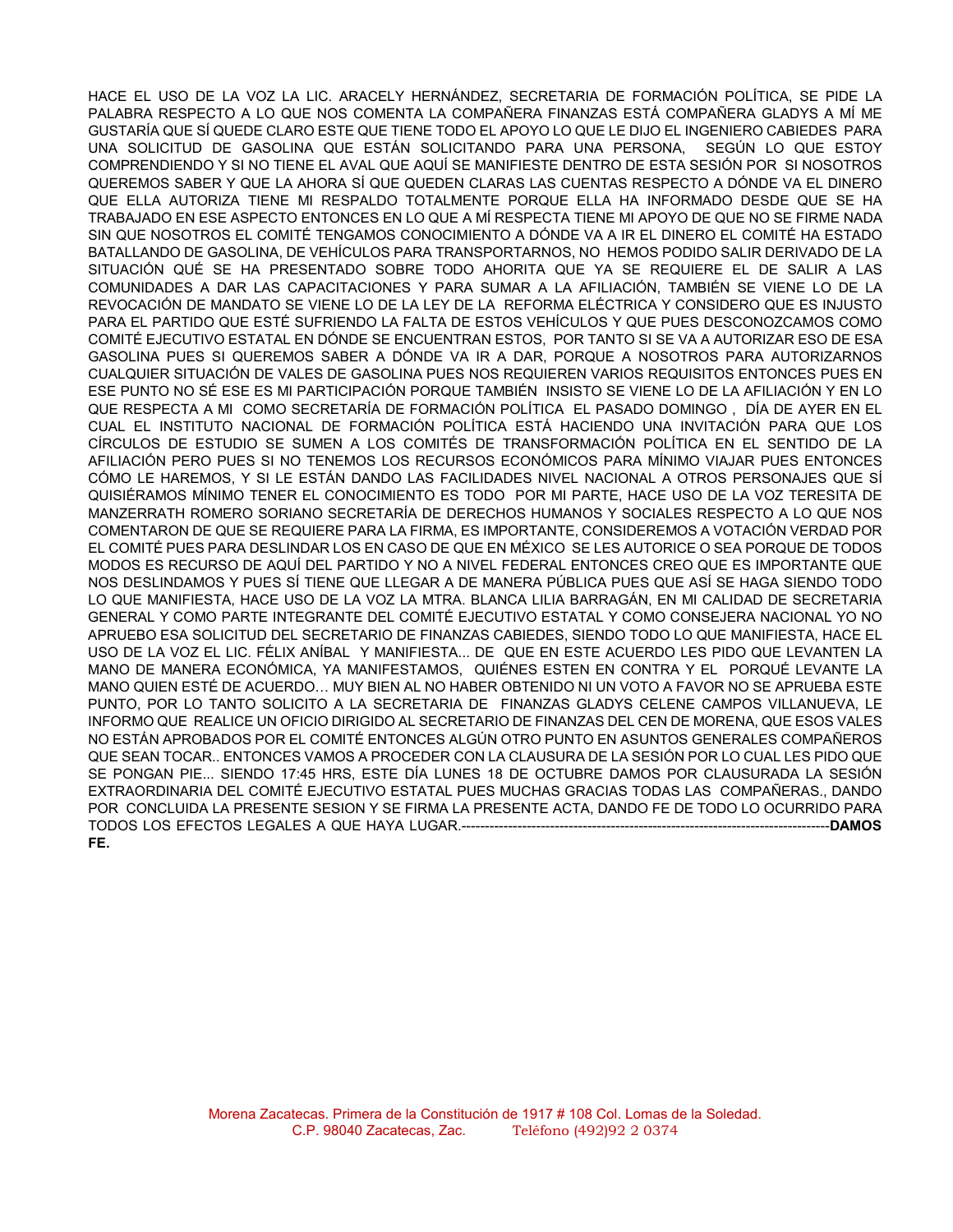HACE EL USO DE LA VOZ LA LIC. ARACELY HERNÁNDEZ, SECRETARIA DE FORMACIÓN POLÍTICA, SE PIDE LA PALABRA RESPECTO A LO QUE NOS COMENTA LA COMPAÑERA FINANZAS ESTÁ COMPAÑERA GLADYS A MÍ ME GUSTARÍA QUE SÍ QUEDE CLARO ESTE QUE TIENE TODO EL APOYO LO QUE LE DIJO EL INGENIERO CABIEDES PARA UNA SOLICITUD DE GASOLINA QUE ESTÁN SOLICITANDO PARA UNA PERSONA, SEGÚN LO QUE ESTOY COMPRENDIENDO Y SI NO TIENE EL AVAL QUE AQUÍ SE MANIFIESTE DENTRO DE ESTA SESIÓN POR SI NOSOTROS QUEREMOS SABER Y QUE LA AHORA SÍ QUE QUEDEN CLARAS LAS CUENTAS RESPECTO A DÓNDE VA EL DINERO QUE ELLA AUTORIZA TIENE MI RESPALDO TOTALMENTE PORQUE ELLA HA INFORMADO DESDE QUE SE HA TRABAJADO EN ESE ASPECTO ENTONCES EN LO QUE A MÍ RESPECTA TIENE MI APOYO DE QUE NO SE FIRME NADA SIN QUE NOSOTROS EL COMITÉ TENGAMOS CONOCIMIENTO A DÓNDE VA A IR EL DINERO EL COMITÉ HA ESTADO BATALLANDO DE GASOLINA, DE VEHÍCULOS PARA TRANSPORTARNOS, NO HEMOS PODIDO SALIR DERIVADO DE LA SITUACIÓN QUÉ SE HA PRESENTADO SOBRE TODO AHORITA QUE YA SE REQUIERE EL DE SALIR A LAS COMUNIDADES A DAR LAS CAPACITACIONES Y PARA SUMAR A LA AFILIACIÓN, TAMBIÉN SE VIENE LO DE LA REVOCACIÓN DE MANDATO SE VIENE LO DE LA LEY DE LA REFORMA ELÉCTRICA Y CONSIDERO QUE ES INJUSTO PARA EL PARTIDO QUE ESTÉ SUFRIENDO LA FALTA DE ESTOS VEHÍCULOS Y QUE PUES DESCONOZCAMOS COMO COMITÉ EJECUTIVO ESTATAL EN DÓNDE SE ENCUENTRAN ESTOS, POR TANTO SI SE VA A AUTORIZAR ESO DE ESA GASOLINA PUES SI QUEREMOS SABER A DÓNDE VA IR A DAR, PORQUE A NOSOTROS PARA AUTORIZARNOS CUALQUIER SITUACIÓN DE VALES DE GASOLINA PUES NOS REQUIEREN VARIOS REQUISITOS ENTONCES PUES EN ESE PUNTO NO SÉ ESE ES MI PARTICIPACIÓN PORQUE TAMBIÉN INSISTO SE VIENE LO DE LA AFILIACIÓN Y EN LO QUE RESPECTA A MI COMO SECRETARÍA DE FORMACIÓN POLÍTICA EL PASADO DOMINGO , DÍA DE AYER EN EL CUAL EL INSTITUTO NACIONAL DE FORMACIÓN POLÍTICA ESTÁ HACIENDO UNA INVITACIÓN PARA QUE LOS CÍRCULOS DE ESTUDIO SE SUMEN A LOS COMITÉS DE TRANSFORMACIÓN POLÍTICA EN EL SENTIDO DE LA AFILIACIÓN PERO PUES SI NO TENEMOS LOS RECURSOS ECONÓMICOS PARA MÍNIMO VIAJAR PUES ENTONCES CÓMO LE HAREMOS, Y SI LE ESTÁN DANDO LAS FACILIDADES NIVEL NACIONAL A OTROS PERSONAJES QUE SÍ QUISIÉRAMOS MÍNIMO TENER EL CONOCIMIENTO ES TODO POR MI PARTE, HACE USO DE LA VOZ TERESITA DE MANZERRATH ROMERO SORIANO SECRETARÍA DE DERECHOS HUMANOS Y SOCIALES RESPECTO A LO QUE NOS COMENTARON DE QUE SE REQUIERE PARA LA FIRMA, ES IMPORTANTE, CONSIDEREMOS A VOTACIÓN VERDAD POR EL COMITÉ PUES PARA DESLINDAR LOS EN CASO DE QUE EN MÉXICO SE LES AUTORICE O SEA PORQUE DE TODOS MODOS ES RECURSO DE AQUÍ DEL PARTIDO Y NO A NIVEL FEDERAL ENTONCES CREO QUE ES IMPORTANTE QUE NOS DESLINDAMOS Y PUES SÍ TIENE QUE LLEGAR A DE MANERA PÚBLICA PUES QUE ASÍ SE HAGA SIENDO TODO LO QUE MANIFIESTA, HACE USO DE LA VOZ LA MTRA. BLANCA LILIA BARRAGÁN, EN MI CALIDAD DE SECRETARIA GENERAL Y COMO PARTE INTEGRANTE DEL COMITÉ EJECUTIVO ESTATAL Y COMO CONSEJERA NACIONAL YO NO APRUEBO ESA SOLICITUD DEL SECRETARIO DE FINANZAS CABIEDES, SIENDO TODO LO QUE MANIFIESTA, HACE EL USO DE LA VOZ EL LIC. FÉLIX ANÍBAL Y MANIFIESTA... DE QUE EN ESTE ACUERDO LES PIDO QUE LEVANTEN LA MANO DE MANERA ECONÓMICA, YA MANIFESTAMOS, QUIÉNES ESTEN EN CONTRA Y EL PORQUÉ LEVANTE LA MANO QUIEN ESTÉ DE ACUERDO… MUY BIEN AL NO HABER OBTENIDO NI UN VOTO A FAVOR NO SE APRUEBA ESTE PUNTO, POR LO TANTO SOLICITO A LA SECRETARIA DE FINANZAS GLADYS CELENE CAMPOS VILLANUEVA, LE INFORMO QUE REALICE UN OFICIO DIRIGIDO AL SECRETARIO DE FINANZAS DEL CEN DE MORENA, QUE ESOS VALES NO ESTÁN APROBADOS POR EL COMITÉ ENTONCES ALGÚN OTRO PUNTO EN ASUNTOS GENERALES COMPAÑEROS QUE SEAN TOCAR.. ENTONCES VAMOS A PROCEDER CON LA CLAUSURA DE LA SESIÓN POR LO CUAL LES PIDO QUE SE PONGAN PIE... SIENDO 17:45 HRS, ESTE DÍA LUNES 18 DE OCTUBRE DAMOS POR CLAUSURADA LA SESIÓN EXTRAORDINARIA DEL COMITÉ EJECUTIVO ESTATAL PUES MUCHAS GRACIAS TODAS LAS COMPAÑERAS., DANDO POR CONCLUIDA LA PRESENTE SESION Y SE FIRMA LA PRESENTE ACTA, DANDO FE DE TODO LO OCURRIDO PARA TODOS LOS EFECTOS LEGALES A QUE HAYA LUGAR.------------------------------------------------------------------------------**DAMOS FE.**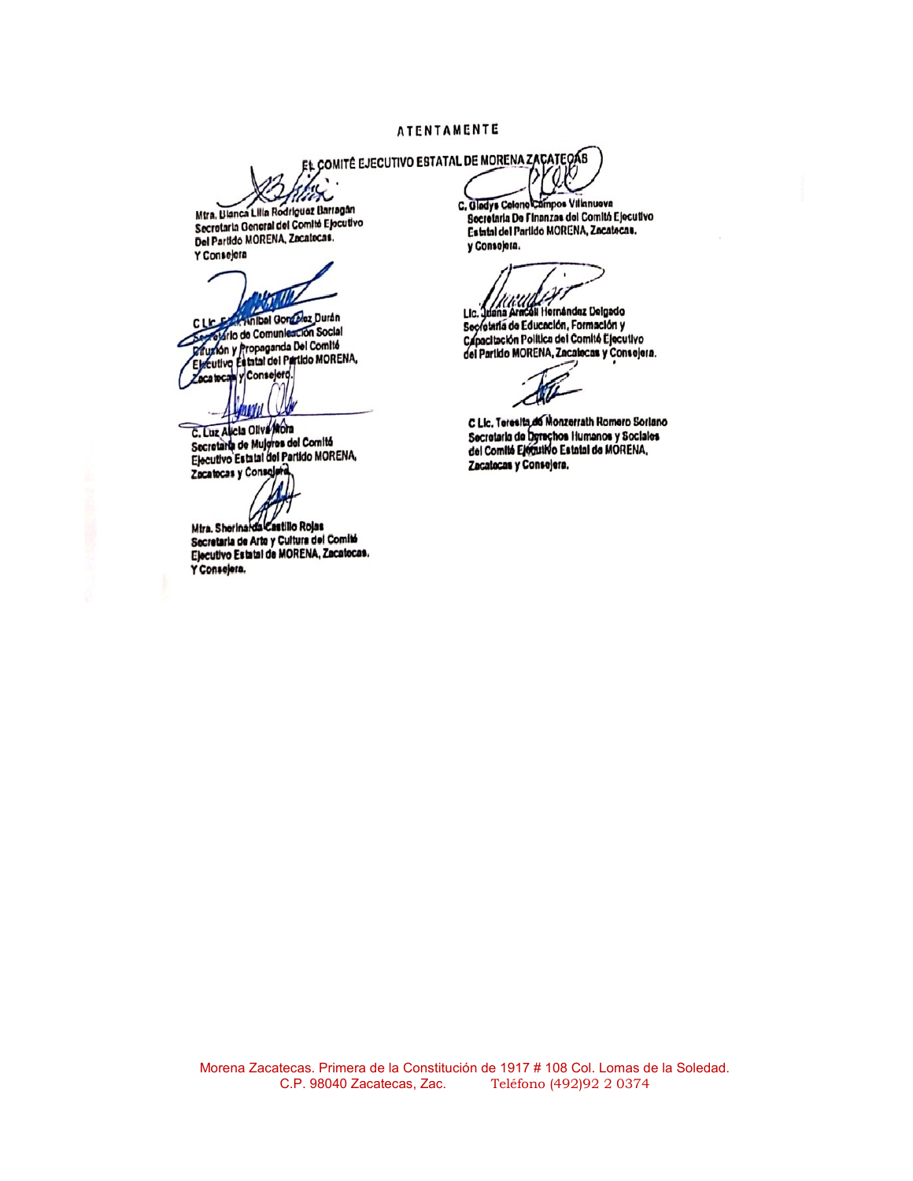**ATENTAMENTE**

**EL COMITÉ EJECUTIVO ESTATAL DE MORENA ZACATECAS**

Mtra. Blanca Lilia Rodríguez Barragán
Secretaria General del Comité Ejecutivo
Del Partido MORENA, Zacatecas.
Y Consejera

C. Gladys Celene Campos Villanueva
Secretaria De Finanzas del Comité Ejecutivo
Estatal del Partido MORENA, Zacatecas.
y Consejera.

C Lic. Efrén Aníbal González Durán
Secretario de Comunicación Social
Difusión y Propaganda Del Comité
Ejecutivo Estatal del Partido MORENA,
Zacatecas y Consejero.

Lic. Juana Aracelí Hernández Delgado
Secretaria de Educación, Formación y
Capacitación Política del Comité Ejecutivo
del Partido MORENA, Zacatecas y Consejera.

C. Luz Alicia Oliva Mora
Secretaria de Mujeres del Comité
Ejecutivo Estatal del Partido MORENA,
Zacatecas y Consejera.

C Lic. Teresita de Monzerrath Romero Soriano
Secretaria de Derechos Humanos y Sociales
del Comité Ejecutivo Estatal de MORENA,
Zacatecas y Consejera.

Mtra. Sherinarda Castillo Rojas
Secretaria de Arte y Cultura del Comité
Ejecutivo Estatal de MORENA, Zacatecas.
Y Consejera.

Morena Zacatecas. Primera de la Constitución de 1917 # 108 Col. Lomas de la Soledad.
C.P. 98040 Zacatecas, Zac. Teléfono (492)92 2 0374